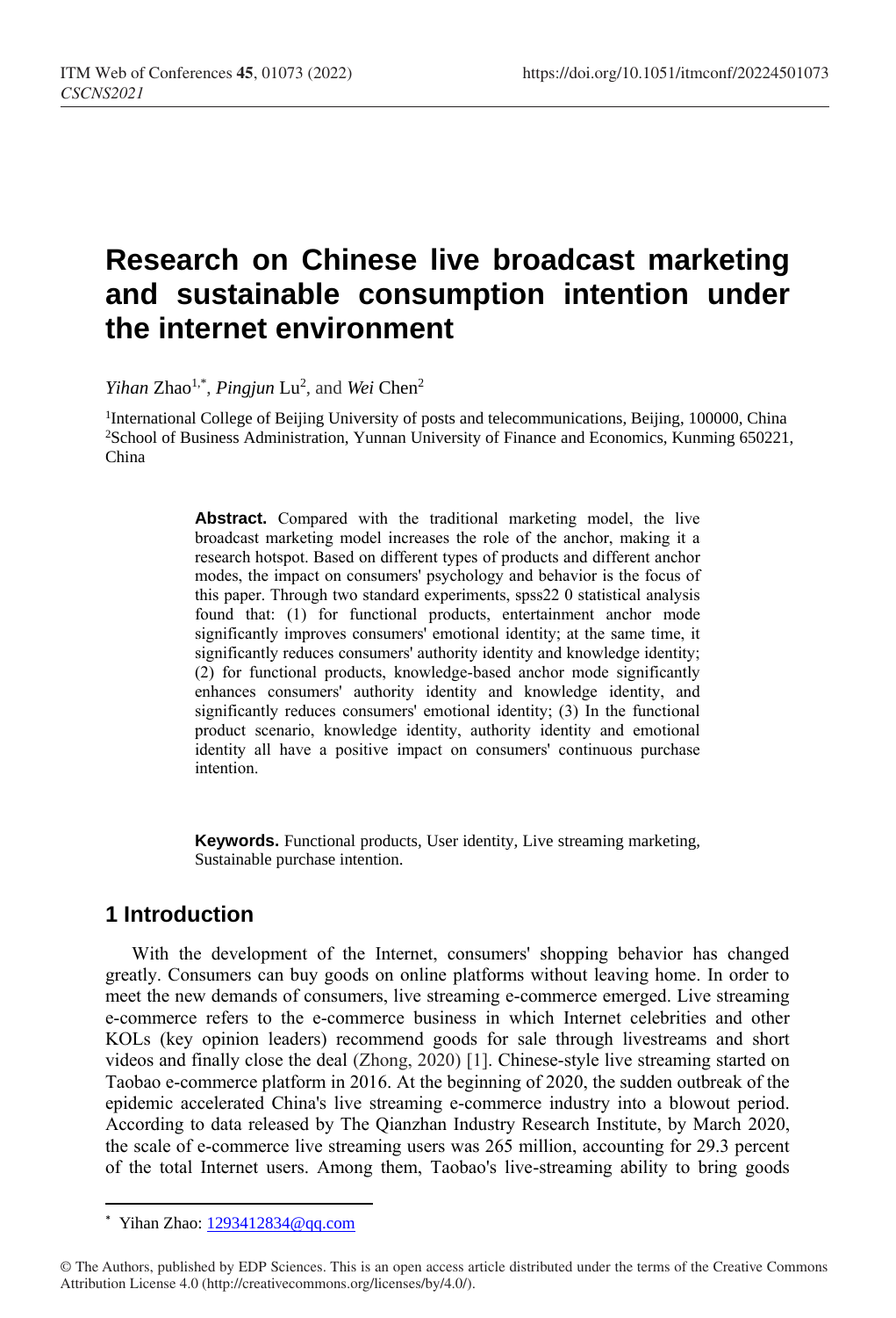# Research on Chinese live broadcast marketing and sustainable consumption intention under the internet environment

*Yihan* Zhao[1,*], *Pingjun* Lu[2], and *Wei* Chen[2]

[1]International College of Beijing University of posts and telecommunications, Beijing, 100000, China
[2]School of Business Administration, Yunnan University of Finance and Economics, Kunming 650221, China

**Abstract.** Compared with the traditional marketing model, the live broadcast marketing model increases the role of the anchor, making it a research hotspot. Based on different types of products and different anchor modes, the impact on consumers' psychology and behavior is the focus of this paper. Through two standard experiments, spss22 0 statistical analysis found that: (1) for functional products, entertainment anchor mode significantly improves consumers' emotional identity; at the same time, it significantly reduces consumers' authority identity and knowledge identity; (2) for functional products, knowledge-based anchor mode significantly enhances consumers' authority identity and knowledge identity, and significantly reduces consumers' emotional identity; (3) In the functional product scenario, knowledge identity, authority identity and emotional identity all have a positive impact on consumers' continuous purchase intention.

**Keywords.** Functional products, User identity, Live streaming marketing, Sustainable purchase intention.

## 1 Introduction

With the development of the Internet, consumers' shopping behavior has changed greatly. Consumers can buy goods on online platforms without leaving home. In order to meet the new demands of consumers, live streaming e-commerce emerged. Live streaming e-commerce refers to the e-commerce business in which Internet celebrities and other KOLs (key opinion leaders) recommend goods for sale through livestreams and short videos and finally close the deal (Zhong, 2020) [1]. Chinese-style live streaming started on Taobao e-commerce platform in 2016. At the beginning of 2020, the sudden outbreak of the epidemic accelerated China's live streaming e-commerce industry into a blowout period. According to data released by The Qianzhan Industry Research Institute, by March 2020, the scale of e-commerce live streaming users was 265 million, accounting for 29.3 percent of the total Internet users. Among them, Taobao's live-streaming ability to bring goods

* Yihan Zhao: 1293412834@qq.com

© The Authors, published by EDP Sciences. This is an open access article distributed under the terms of the Creative Commons Attribution License 4.0 (http://creativecommons.org/licenses/by/4.0/).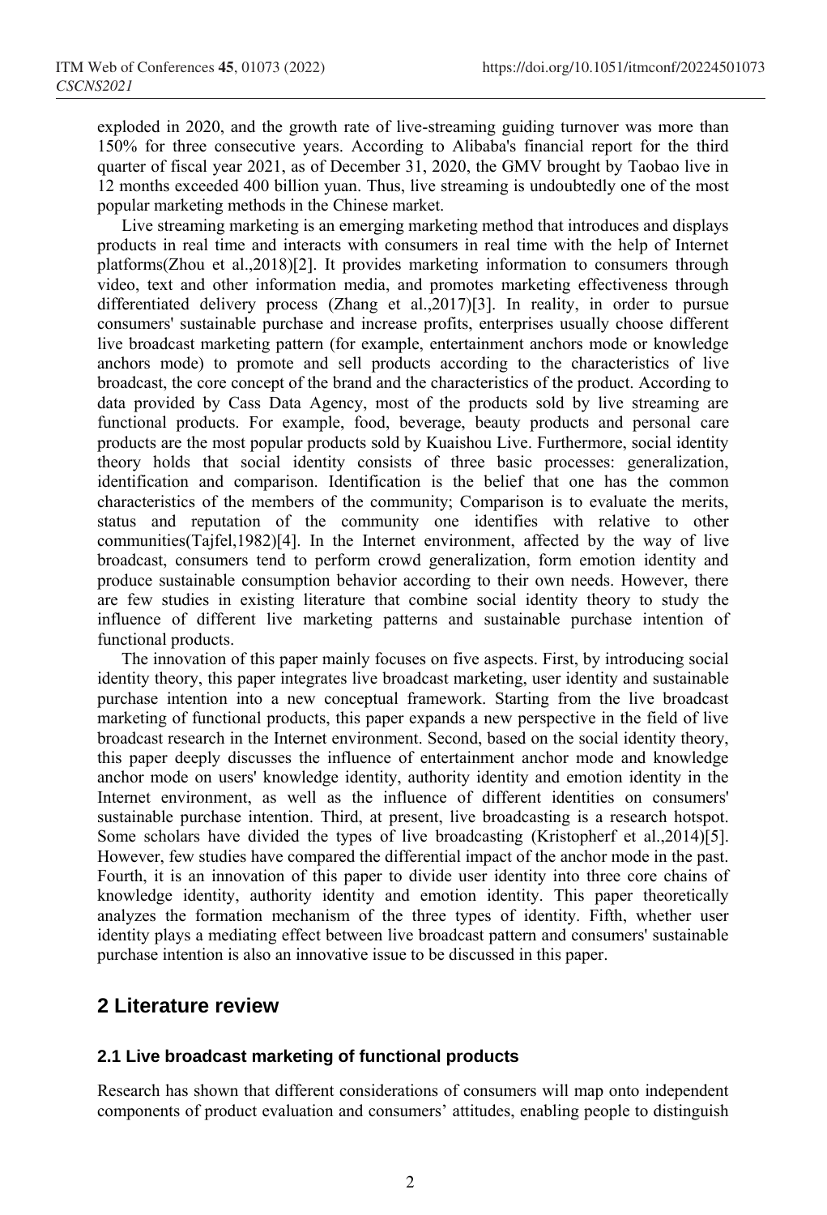exploded in 2020, and the growth rate of live-streaming guiding turnover was more than 150% for three consecutive years. According to Alibaba's financial report for the third quarter of fiscal year 2021, as of December 31, 2020, the GMV brought by Taobao live in 12 months exceeded 400 billion yuan. Thus, live streaming is undoubtedly one of the most popular marketing methods in the Chinese market.

Live streaming marketing is an emerging marketing method that introduces and displays products in real time and interacts with consumers in real time with the help of Internet platforms(Zhou et al.,2018)[2]. It provides marketing information to consumers through video, text and other information media, and promotes marketing effectiveness through differentiated delivery process (Zhang et al.,2017)[3]. In reality, in order to pursue consumers' sustainable purchase and increase profits, enterprises usually choose different live broadcast marketing pattern (for example, entertainment anchors mode or knowledge anchors mode) to promote and sell products according to the characteristics of live broadcast, the core concept of the brand and the characteristics of the product. According to data provided by Cass Data Agency, most of the products sold by live streaming are functional products. For example, food, beverage, beauty products and personal care products are the most popular products sold by Kuaishou Live. Furthermore, social identity theory holds that social identity consists of three basic processes: generalization, identification and comparison. Identification is the belief that one has the common characteristics of the members of the community; Comparison is to evaluate the merits, status and reputation of the community one identifies with relative to other communities(Tajfel,1982)[4]. In the Internet environment, affected by the way of live broadcast, consumers tend to perform crowd generalization, form emotion identity and produce sustainable consumption behavior according to their own needs. However, there are few studies in existing literature that combine social identity theory to study the influence of different live marketing patterns and sustainable purchase intention of functional products.

The innovation of this paper mainly focuses on five aspects. First, by introducing social identity theory, this paper integrates live broadcast marketing, user identity and sustainable purchase intention into a new conceptual framework. Starting from the live broadcast marketing of functional products, this paper expands a new perspective in the field of live broadcast research in the Internet environment. Second, based on the social identity theory, this paper deeply discusses the influence of entertainment anchor mode and knowledge anchor mode on users' knowledge identity, authority identity and emotion identity in the Internet environment, as well as the influence of different identities on consumers' sustainable purchase intention. Third, at present, live broadcasting is a research hotspot. Some scholars have divided the types of live broadcasting (Kristopherf et al.,2014)[5]. However, few studies have compared the differential impact of the anchor mode in the past. Fourth, it is an innovation of this paper to divide user identity into three core chains of knowledge identity, authority identity and emotion identity. This paper theoretically analyzes the formation mechanism of the three types of identity. Fifth, whether user identity plays a mediating effect between live broadcast pattern and consumers' sustainable purchase intention is also an innovative issue to be discussed in this paper.

## 2 Literature review

### 2.1 Live broadcast marketing of functional products

Research has shown that different considerations of consumers will map onto independent components of product evaluation and consumers' attitudes, enabling people to distinguish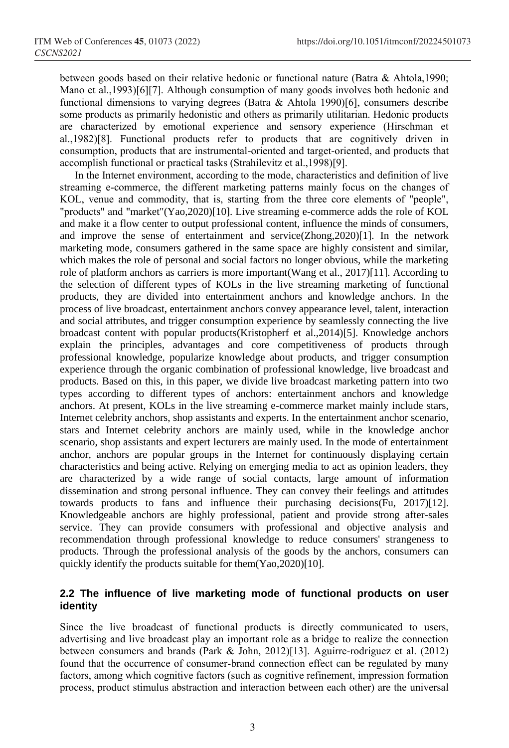between goods based on their relative hedonic or functional nature (Batra & Ahtola,1990; Mano et al.,1993)[6][7]. Although consumption of many goods involves both hedonic and functional dimensions to varying degrees (Batra & Ahtola 1990)[6], consumers describe some products as primarily hedonistic and others as primarily utilitarian. Hedonic products are characterized by emotional experience and sensory experience (Hirschman et al.,1982)[8]. Functional products refer to products that are cognitively driven in consumption, products that are instrumental-oriented and target-oriented, and products that accomplish functional or practical tasks (Strahilevitz et al.,1998)[9].

In the Internet environment, according to the mode, characteristics and definition of live streaming e-commerce, the different marketing patterns mainly focus on the changes of KOL, venue and commodity, that is, starting from the three core elements of "people", "products" and "market"(Yao,2020)[10]. Live streaming e-commerce adds the role of KOL and make it a flow center to output professional content, influence the minds of consumers, and improve the sense of entertainment and service(Zhong,2020)[1]. In the network marketing mode, consumers gathered in the same space are highly consistent and similar, which makes the role of personal and social factors no longer obvious, while the marketing role of platform anchors as carriers is more important(Wang et al., 2017)[11]. According to the selection of different types of KOLs in the live streaming marketing of functional products, they are divided into entertainment anchors and knowledge anchors. In the process of live broadcast, entertainment anchors convey appearance level, talent, interaction and social attributes, and trigger consumption experience by seamlessly connecting the live broadcast content with popular products(Kristopherf et al.,2014)[5]. Knowledge anchors explain the principles, advantages and core competitiveness of products through professional knowledge, popularize knowledge about products, and trigger consumption experience through the organic combination of professional knowledge, live broadcast and products. Based on this, in this paper, we divide live broadcast marketing pattern into two types according to different types of anchors: entertainment anchors and knowledge anchors. At present, KOLs in the live streaming e-commerce market mainly include stars, Internet celebrity anchors, shop assistants and experts. In the entertainment anchor scenario, stars and Internet celebrity anchors are mainly used, while in the knowledge anchor scenario, shop assistants and expert lecturers are mainly used. In the mode of entertainment anchor, anchors are popular groups in the Internet for continuously displaying certain characteristics and being active. Relying on emerging media to act as opinion leaders, they are characterized by a wide range of social contacts, large amount of information dissemination and strong personal influence. They can convey their feelings and attitudes towards products to fans and influence their purchasing decisions(Fu, 2017)[12]. Knowledgeable anchors are highly professional, patient and provide strong after-sales service. They can provide consumers with professional and objective analysis and recommendation through professional knowledge to reduce consumers' strangeness to products. Through the professional analysis of the goods by the anchors, consumers can quickly identify the products suitable for them(Yao,2020)[10].

### 2.2 The influence of live marketing mode of functional products on user identity

Since the live broadcast of functional products is directly communicated to users, advertising and live broadcast play an important role as a bridge to realize the connection between consumers and brands (Park & John, 2012)[13]. Aguirre-rodriguez et al. (2012) found that the occurrence of consumer-brand connection effect can be regulated by many factors, among which cognitive factors (such as cognitive refinement, impression formation process, product stimulus abstraction and interaction between each other) are the universal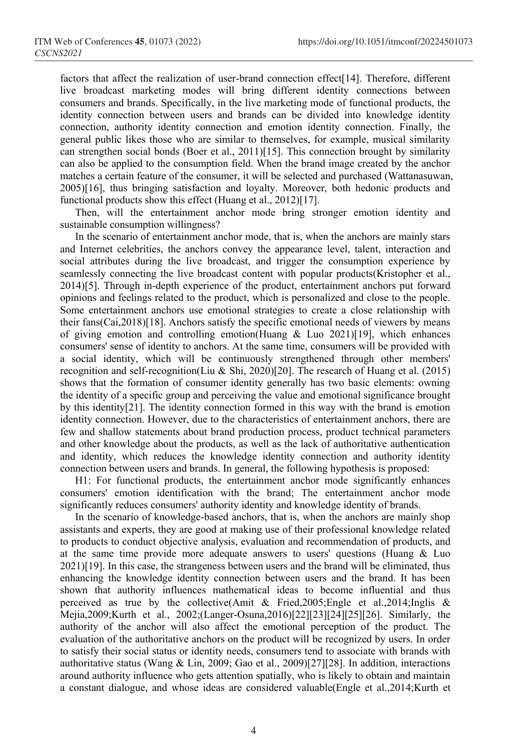factors that affect the realization of user-brand connection effect[14]. Therefore, different live broadcast marketing modes will bring different identity connections between consumers and brands. Specifically, in the live marketing mode of functional products, the identity connection between users and brands can be divided into knowledge identity connection, authority identity connection and emotion identity connection. Finally, the general public likes those who are similar to themselves, for example, musical similarity can strengthen social bonds (Boer et al., 2011)[15]. This connection brought by similarity can also be applied to the consumption field. When the brand image created by the anchor matches a certain feature of the consumer, it will be selected and purchased (Wattanasuwan, 2005)[16], thus bringing satisfaction and loyalty. Moreover, both hedonic products and functional products show this effect (Huang et al., 2012)[17].

Then, will the entertainment anchor mode bring stronger emotion identity and sustainable consumption willingness?

In the scenario of entertainment anchor mode, that is, when the anchors are mainly stars and Internet celebrities, the anchors convey the appearance level, talent, interaction and social attributes during the live broadcast, and trigger the consumption experience by seamlessly connecting the live broadcast content with popular products(Kristopher et al., 2014)[5]. Through in-depth experience of the product, entertainment anchors put forward opinions and feelings related to the product, which is personalized and close to the people. Some entertainment anchors use emotional strategies to create a close relationship with their fans(Cai,2018)[18]. Anchors satisfy the specific emotional needs of viewers by means of giving emotion and controlling emotion(Huang & Luo 2021)[19], which enhances consumers' sense of identity to anchors. At the same time, consumers will be provided with a social identity, which will be continuously strengthened through other members' recognition and self-recognition(Liu & Shi, 2020)[20]. The research of Huang et al. (2015) shows that the formation of consumer identity generally has two basic elements: owning the identity of a specific group and perceiving the value and emotional significance brought by this identity[21]. The identity connection formed in this way with the brand is emotion identity connection. However, due to the characteristics of entertainment anchors, there are few and shallow statements about brand production process, product technical parameters and other knowledge about the products, as well as the lack of authoritative authentication and identity, which reduces the knowledge identity connection and authority identity connection between users and brands. In general, the following hypothesis is proposed:

H1: For functional products, the entertainment anchor mode significantly enhances consumers' emotion identification with the brand; The entertainment anchor mode significantly reduces consumers' authority identity and knowledge identity of brands.

In the scenario of knowledge-based anchors, that is, when the anchors are mainly shop assistants and experts, they are good at making use of their professional knowledge related to products to conduct objective analysis, evaluation and recommendation of products, and at the same time provide more adequate answers to users' questions (Huang & Luo 2021)[19]. In this case, the strangeness between users and the brand will be eliminated, thus enhancing the knowledge identity connection between users and the brand. It has been shown that authority influences mathematical ideas to become influential and thus perceived as true by the collective(Amit & Fried,2005;Engle et al.,2014;Inglis & Mejia,2009;Kurth et al., 2002;(Langer-Osuna,2016)[22][23][24][25][26]. Similarly, the authority of the anchor will also affect the emotional perception of the product. The evaluation of the authoritative anchors on the product will be recognized by users. In order to satisfy their social status or identity needs, consumers tend to associate with brands with authoritative status (Wang & Lin, 2009; Gao et al., 2009)[27][28]. In addition, interactions around authority influence who gets attention spatially, who is likely to obtain and maintain a constant dialogue, and whose ideas are considered valuable(Engle et al.,2014;Kurth et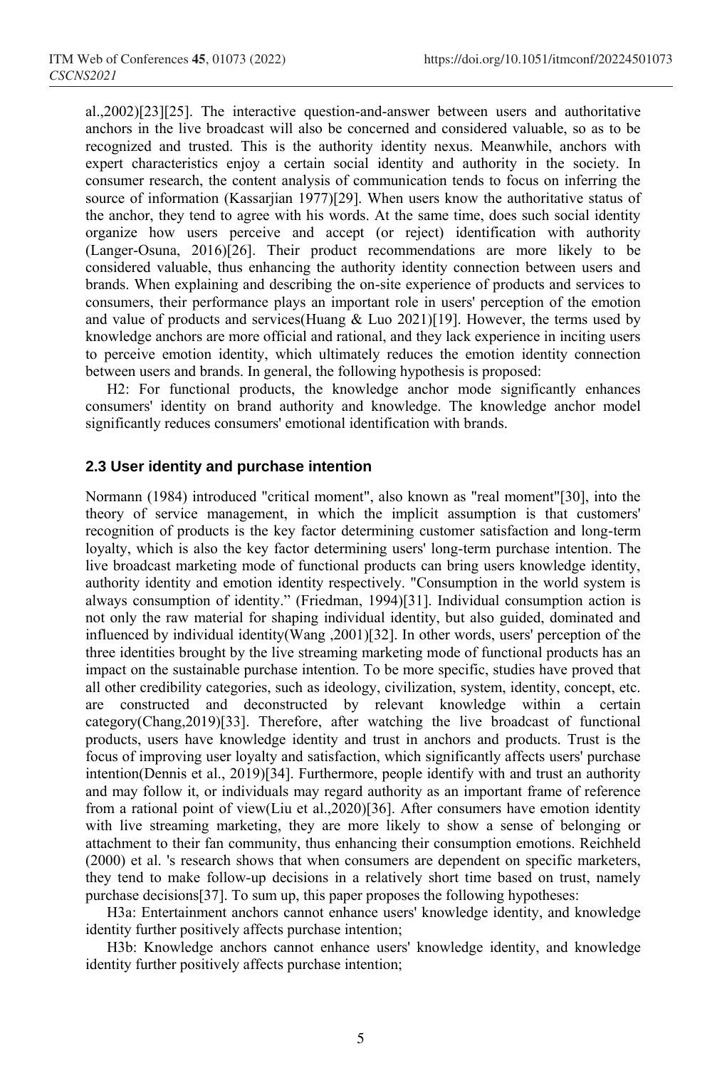al.,2002)[23][25]. The interactive question-and-answer between users and authoritative anchors in the live broadcast will also be concerned and considered valuable, so as to be recognized and trusted. This is the authority identity nexus. Meanwhile, anchors with expert characteristics enjoy a certain social identity and authority in the society. In consumer research, the content analysis of communication tends to focus on inferring the source of information (Kassarjian 1977)[29]. When users know the authoritative status of the anchor, they tend to agree with his words. At the same time, does such social identity organize how users perceive and accept (or reject) identification with authority (Langer-Osuna, 2016)[26]. Their product recommendations are more likely to be considered valuable, thus enhancing the authority identity connection between users and brands. When explaining and describing the on-site experience of products and services to consumers, their performance plays an important role in users' perception of the emotion and value of products and services(Huang & Luo 2021)[19]. However, the terms used by knowledge anchors are more official and rational, and they lack experience in inciting users to perceive emotion identity, which ultimately reduces the emotion identity connection between users and brands. In general, the following hypothesis is proposed:

H2: For functional products, the knowledge anchor mode significantly enhances consumers' identity on brand authority and knowledge. The knowledge anchor model significantly reduces consumers' emotional identification with brands.

### 2.3 User identity and purchase intention

Normann (1984) introduced "critical moment", also known as "real moment"[30], into the theory of service management, in which the implicit assumption is that customers' recognition of products is the key factor determining customer satisfaction and long-term loyalty, which is also the key factor determining users' long-term purchase intention. The live broadcast marketing mode of functional products can bring users knowledge identity, authority identity and emotion identity respectively. "Consumption in the world system is always consumption of identity." (Friedman, 1994)[31]. Individual consumption action is not only the raw material for shaping individual identity, but also guided, dominated and influenced by individual identity(Wang ,2001)[32]. In other words, users' perception of the three identities brought by the live streaming marketing mode of functional products has an impact on the sustainable purchase intention. To be more specific, studies have proved that all other credibility categories, such as ideology, civilization, system, identity, concept, etc. are constructed and deconstructed by relevant knowledge within a certain category(Chang,2019)[33]. Therefore, after watching the live broadcast of functional products, users have knowledge identity and trust in anchors and products. Trust is the focus of improving user loyalty and satisfaction, which significantly affects users' purchase intention(Dennis et al., 2019)[34]. Furthermore, people identify with and trust an authority and may follow it, or individuals may regard authority as an important frame of reference from a rational point of view(Liu et al.,2020)[36]. After consumers have emotion identity with live streaming marketing, they are more likely to show a sense of belonging or attachment to their fan community, thus enhancing their consumption emotions. Reichheld (2000) et al. 's research shows that when consumers are dependent on specific marketers, they tend to make follow-up decisions in a relatively short time based on trust, namely purchase decisions[37]. To sum up, this paper proposes the following hypotheses:

H3a: Entertainment anchors cannot enhance users' knowledge identity, and knowledge identity further positively affects purchase intention;

H3b: Knowledge anchors cannot enhance users' knowledge identity, and knowledge identity further positively affects purchase intention;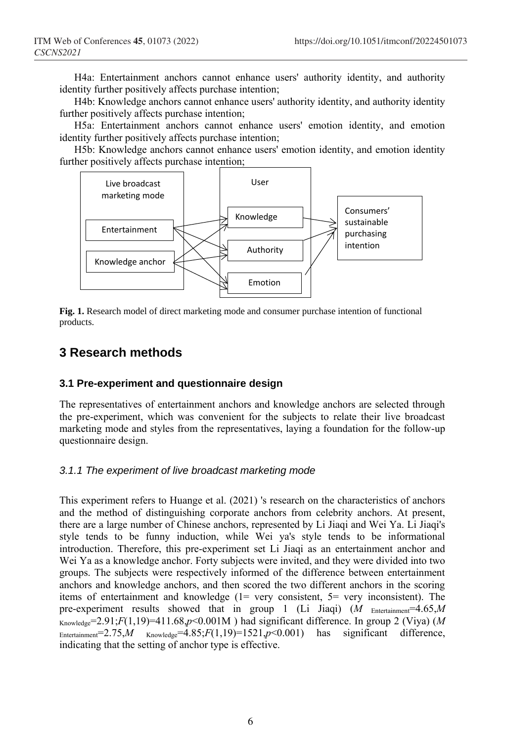H4a: Entertainment anchors cannot enhance users' authority identity, and authority identity further positively affects purchase intention;

H4b: Knowledge anchors cannot enhance users' authority identity, and authority identity further positively affects purchase intention;

H5a: Entertainment anchors cannot enhance users' emotion identity, and emotion identity further positively affects purchase intention;

H5b: Knowledge anchors cannot enhance users' emotion identity, and emotion identity further positively affects purchase intention;

**Fig. 1.** Research model of direct marketing mode and consumer purchase intention of functional products.

## 3 Research methods

### 3.1 Pre-experiment and questionnaire design

The representatives of entertainment anchors and knowledge anchors are selected through the pre-experiment, which was convenient for the subjects to relate their live broadcast marketing mode and styles from the representatives, laying a foundation for the follow-up questionnaire design.

#### *3.1.1 The experiment of live broadcast marketing mode*

This experiment refers to Huange et al. (2021) 's research on the characteristics of anchors and the method of distinguishing corporate anchors from celebrity anchors. At present, there are a large number of Chinese anchors, represented by Li Jiaqi and Wei Ya. Li Jiaqi's style tends to be funny induction, while Wei ya's style tends to be informational introduction. Therefore, this pre-experiment set Li Jiaqi as an entertainment anchor and Wei Ya as a knowledge anchor. Forty subjects were invited, and they were divided into two groups. The subjects were respectively informed of the difference between entertainment anchors and knowledge anchors, and then scored the two different anchors in the scoring items of entertainment and knowledge (1= very consistent, 5= very inconsistent). The pre-experiment results showed that in group 1 (Li Jiaqi) ($M_{\text{Entertainment}}$=4.65,$M_{\text{Knowledge}}$=2.91;$F(1,19)$=411.68,$p$<0.001M ) had significant difference. In group 2 (Viya) ($M_{\text{Entertainment}}$=2.75,$M_{\text{Knowledge}}$=4.85;$F(1,19)$=1521,$p$<0.001) has significant difference, indicating that the setting of anchor type is effective.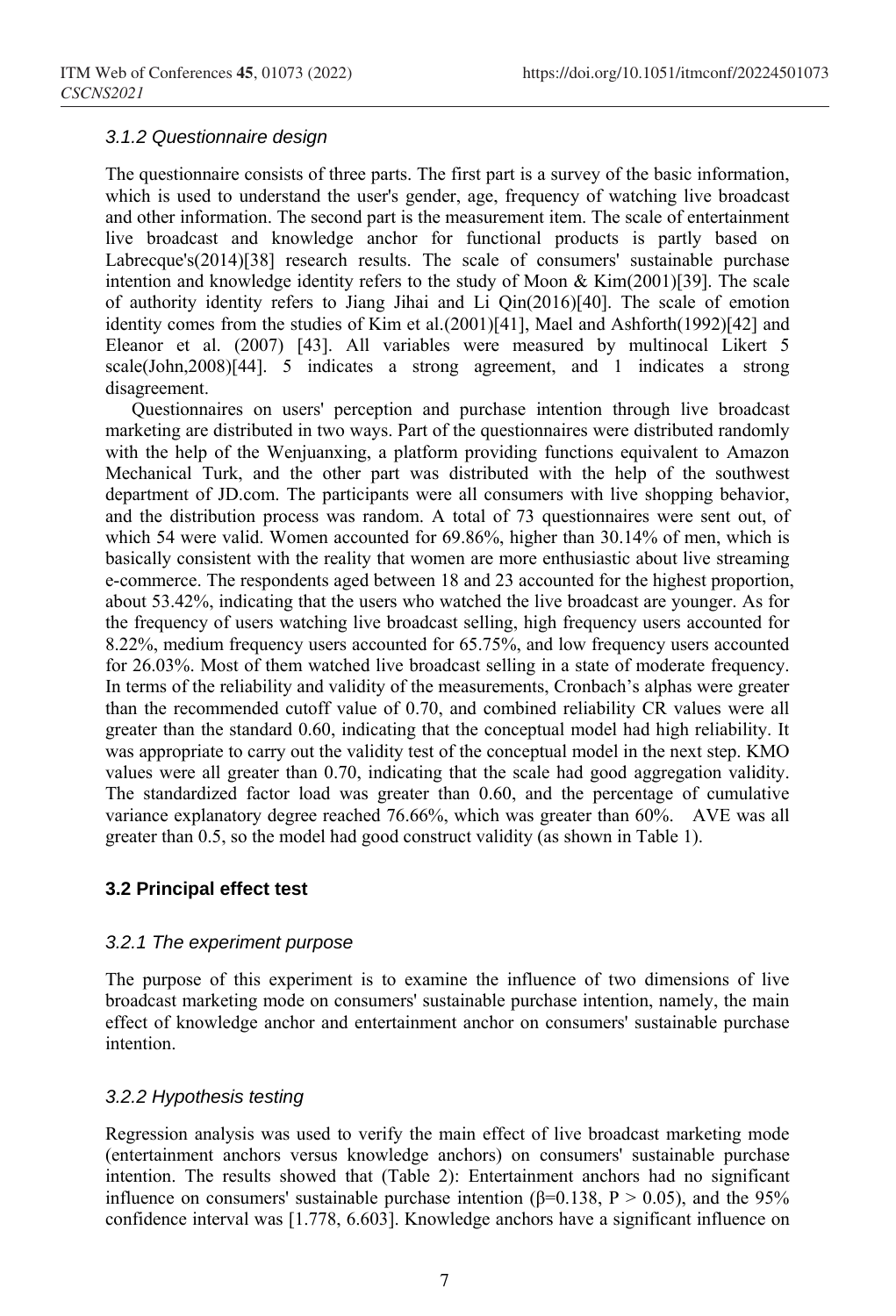#### *3.1.2 Questionnaire design*

The questionnaire consists of three parts. The first part is a survey of the basic information, which is used to understand the user's gender, age, frequency of watching live broadcast and other information. The second part is the measurement item. The scale of entertainment live broadcast and knowledge anchor for functional products is partly based on Labrecque's(2014)[38] research results. The scale of consumers' sustainable purchase intention and knowledge identity refers to the study of Moon & Kim(2001)[39]. The scale of authority identity refers to Jiang Jihai and Li Qin(2016)[40]. The scale of emotion identity comes from the studies of Kim et al.(2001)[41], Mael and Ashforth(1992)[42] and Eleanor et al. (2007) [43]. All variables were measured by multinocal Likert 5 scale(John,2008)[44]. 5 indicates a strong agreement, and 1 indicates a strong disagreement.

Questionnaires on users' perception and purchase intention through live broadcast marketing are distributed in two ways. Part of the questionnaires were distributed randomly with the help of the Wenjuanxing, a platform providing functions equivalent to Amazon Mechanical Turk, and the other part was distributed with the help of the southwest department of JD.com. The participants were all consumers with live shopping behavior, and the distribution process was random. A total of 73 questionnaires were sent out, of which 54 were valid. Women accounted for 69.86%, higher than 30.14% of men, which is basically consistent with the reality that women are more enthusiastic about live streaming e-commerce. The respondents aged between 18 and 23 accounted for the highest proportion, about 53.42%, indicating that the users who watched the live broadcast are younger. As for the frequency of users watching live broadcast selling, high frequency users accounted for 8.22%, medium frequency users accounted for 65.75%, and low frequency users accounted for 26.03%. Most of them watched live broadcast selling in a state of moderate frequency. In terms of the reliability and validity of the measurements, Cronbach's alphas were greater than the recommended cutoff value of 0.70, and combined reliability CR values were all greater than the standard 0.60, indicating that the conceptual model had high reliability. It was appropriate to carry out the validity test of the conceptual model in the next step. KMO values were all greater than 0.70, indicating that the scale had good aggregation validity. The standardized factor load was greater than 0.60, and the percentage of cumulative variance explanatory degree reached 76.66%, which was greater than 60%. AVE was all greater than 0.5, so the model had good construct validity (as shown in Table 1).

### 3.2 Principal effect test

#### *3.2.1 The experiment purpose*

The purpose of this experiment is to examine the influence of two dimensions of live broadcast marketing mode on consumers' sustainable purchase intention, namely, the main effect of knowledge anchor and entertainment anchor on consumers' sustainable purchase intention.

#### *3.2.2 Hypothesis testing*

Regression analysis was used to verify the main effect of live broadcast marketing mode (entertainment anchors versus knowledge anchors) on consumers' sustainable purchase intention. The results showed that (Table 2): Entertainment anchors had no significant influence on consumers' sustainable purchase intention ($\beta$=0.138, $P > 0.05$), and the 95% confidence interval was [1.778, 6.603]. Knowledge anchors have a significant influence on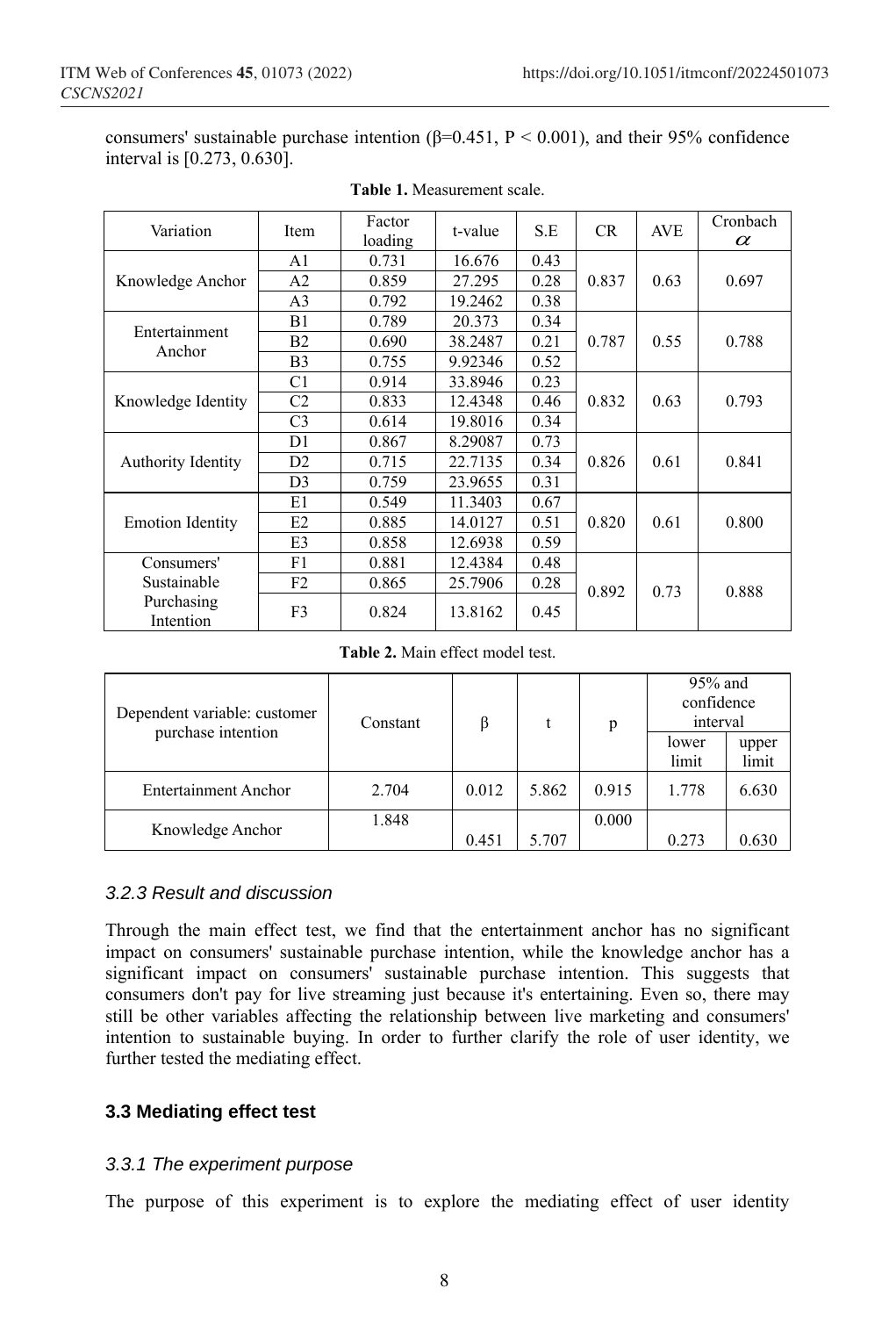consumers' sustainable purchase intention ($\beta$=0.451, $P < 0.001$), and their 95% confidence interval is [0.273, 0.630].

**Table 1.** Measurement scale.

| Variation | Item | Factor loading | t-value | S.E | CR | AVE | Cronbach $\alpha$ |
|---|---|---|---|---|---|---|---|
| Knowledge Anchor | A1 | 0.731 | 16.676 | 0.43 | 0.837 | 0.63 | 0.697 |
| | A2 | 0.859 | 27.295 | 0.28 | | | |
| | A3 | 0.792 | 19.2462 | 0.38 | | | |
| Entertainment Anchor | B1 | 0.789 | 20.373 | 0.34 | 0.787 | 0.55 | 0.788 |
| | B2 | 0.690 | 38.2487 | 0.21 | | | |
| | B3 | 0.755 | 9.92346 | 0.52 | | | |
| Knowledge Identity | C1 | 0.914 | 33.8946 | 0.23 | 0.832 | 0.63 | 0.793 |
| | C2 | 0.833 | 12.4348 | 0.46 | | | |
| | C3 | 0.614 | 19.8016 | 0.34 | | | |
| Authority Identity | D1 | 0.867 | 8.29087 | 0.73 | 0.826 | 0.61 | 0.841 |
| | D2 | 0.715 | 22.7135 | 0.34 | | | |
| | D3 | 0.759 | 23.9655 | 0.31 | | | |
| Emotion Identity | E1 | 0.549 | 11.3403 | 0.67 | 0.820 | 0.61 | 0.800 |
| | E2 | 0.885 | 14.0127 | 0.51 | | | |
| | E3 | 0.858 | 12.6938 | 0.59 | | | |
| Consumers' Sustainable Purchasing Intention | F1 | 0.881 | 12.4384 | 0.48 | 0.892 | 0.73 | 0.888 |
| | F2 | 0.865 | 25.7906 | 0.28 | | | |
| | F3 | 0.824 | 13.8162 | 0.45 | | | |

**Table 2.** Main effect model test.

| Dependent variable: customer purchase intention | Constant | β | t | p | 95% and confidence interval | |
|---|---|---|---|---|---|---|
| | | | | | lower limit | upper limit |
| Entertainment Anchor | 2.704 | 0.012 | 5.862 | 0.915 | 1.778 | 6.630 |
| Knowledge Anchor | 1.848 | 0.451 | 5.707 | 0.000 | 0.273 | 0.630 |

### *3.2.3 Result and discussion*

Through the main effect test, we find that the entertainment anchor has no significant impact on consumers' sustainable purchase intention, while the knowledge anchor has a significant impact on consumers' sustainable purchase intention. This suggests that consumers don't pay for live streaming just because it's entertaining. Even so, there may still be other variables affecting the relationship between live marketing and consumers' intention to sustainable buying. In order to further clarify the role of user identity, we further tested the mediating effect.

## **3.3 Mediating effect test**

### *3.3.1 The experiment purpose*

The purpose of this experiment is to explore the mediating effect of user identity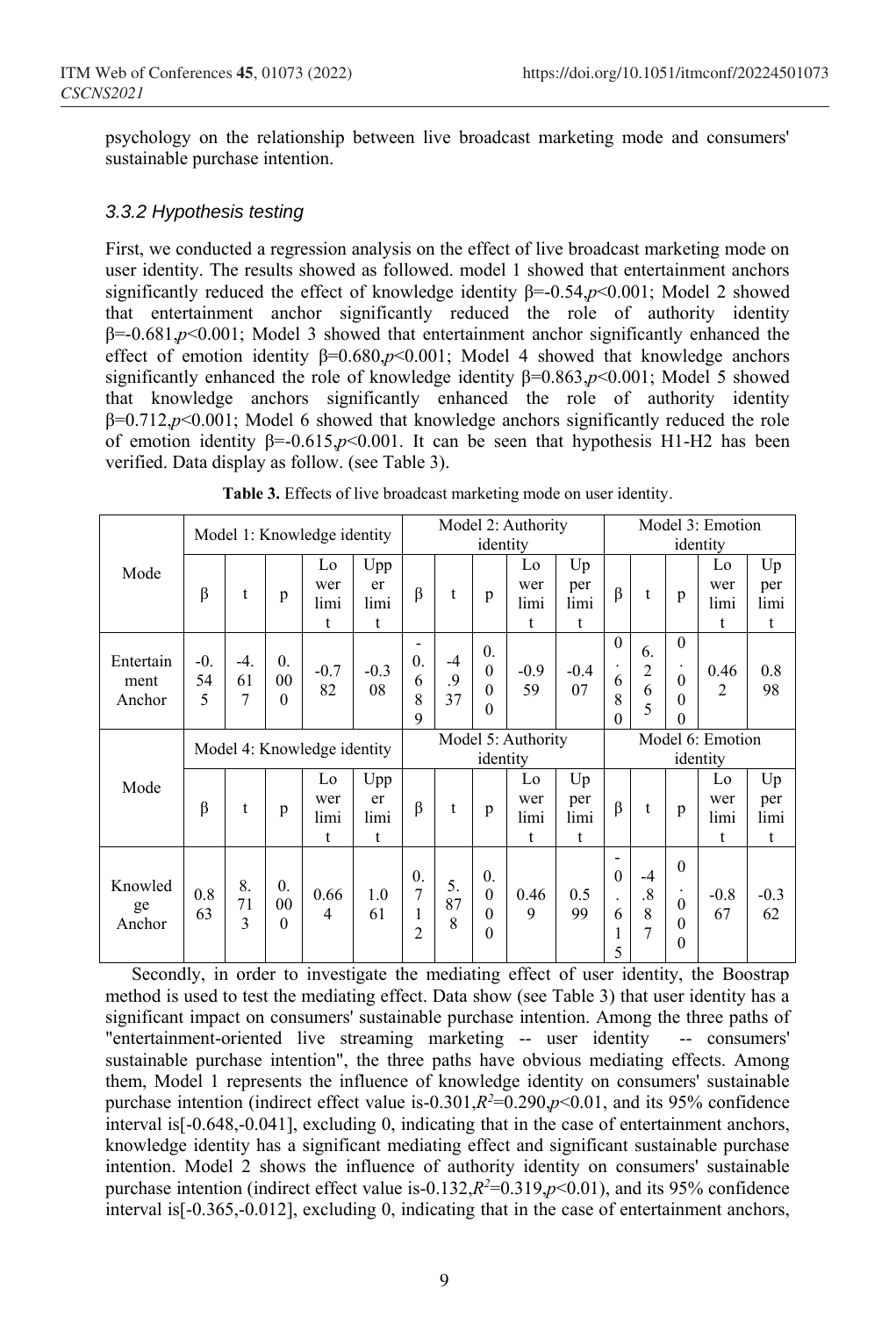psychology on the relationship between live broadcast marketing mode and consumers' sustainable purchase intention.

### 3.3.2 Hypothesis testing

First, we conducted a regression analysis on the effect of live broadcast marketing mode on user identity. The results showed as followed. model 1 showed that entertainment anchors significantly reduced the effect of knowledge identity β=-0.54,$p$<0.001; Model 2 showed that entertainment anchor significantly reduced the role of authority identity β=-0.681,$p$<0.001; Model 3 showed that entertainment anchor significantly enhanced the effect of emotion identity β=0.680,$p$<0.001; Model 4 showed that knowledge anchors significantly enhanced the role of knowledge identity β=0.863,$p$<0.001; Model 5 showed that knowledge anchors significantly enhanced the role of authority identity β=0.712,$p$<0.001; Model 6 showed that knowledge anchors significantly reduced the role of emotion identity β=-0.615,$p$<0.001. It can be seen that hypothesis H1-H2 has been verified. Data display as follow. (see Table 3).

**Table 3.** Effects of live broadcast marketing mode on user identity.

| Mode | Model 1: Knowledge identity | | | | | Model 2: Authority identity | | | | | Model 3: Emotion identity | | | | |
|---|---|---|---|---|---|---|---|---|---|---|---|---|---|---|---|
| | β | t | p | Lower limit | Upper limit | β | t | p | Lower limit | Upper limit | β | t | p | Lower limit | Upper limit |
| Entertainment Anchor | -0.545 | -4.617 | 0.000 | -0.782 | -0.308 | -0.689 | -4.937 | 0.000 | -0.959 | -0.407 | 0.680 | 6.265 | 0.000 | 0.462 | 0.898 |
| Mode | Model 4: Knowledge identity | | | | | Model 5: Authority identity | | | | | Model 6: Emotion identity | | | | |
| | β | t | p | Lower limit | Upper limit | β | t | p | Lower limit | Upper limit | β | t | p | Lower limit | Upper limit |
| Knowledge Anchor | 0.863 | 8.713 | 0.000 | 0.664 | 1.061 | 0.712 | 5.878 | 0.000 | 0.469 | 0.599 | -0.615 | -4.887 | 0.000 | -0.867 | -0.362 |

Secondly, in order to investigate the mediating effect of user identity, the Boostrap method is used to test the mediating effect. Data show (see Table 3) that user identity has a significant impact on consumers' sustainable purchase intention. Among the three paths of "entertainment-oriented live streaming marketing -- user identity -- consumers' sustainable purchase intention", the three paths have obvious mediating effects. Among them, Model 1 represents the influence of knowledge identity on consumers' sustainable purchase intention (indirect effect value is-0.301,$R^2$=0.290,$p$<0.01, and its 95% confidence interval is[-0.648,-0.041], excluding 0, indicating that in the case of entertainment anchors, knowledge identity has a significant mediating effect and significant sustainable purchase intention. Model 2 shows the influence of authority identity on consumers' sustainable purchase intention (indirect effect value is-0.132,$R^2$=0.319,$p$<0.01), and its 95% confidence interval is[-0.365,-0.012], excluding 0, indicating that in the case of entertainment anchors,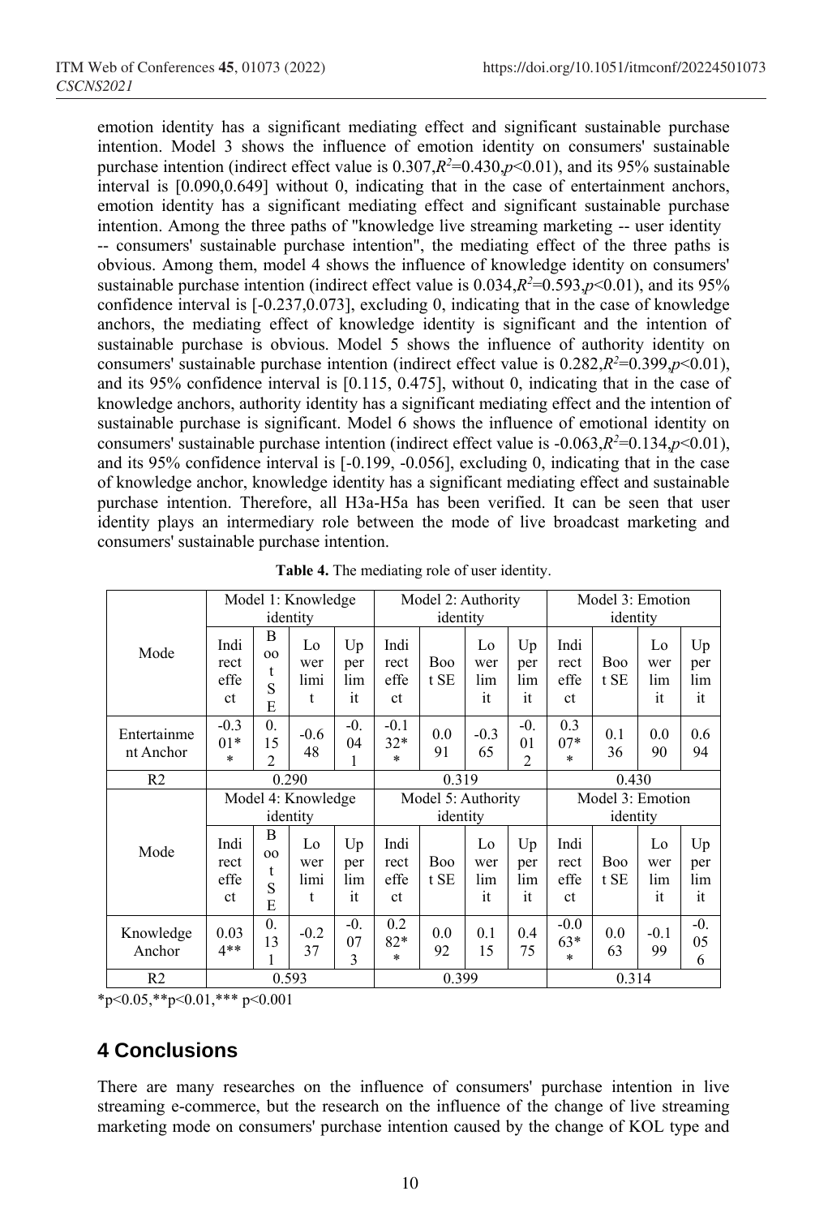emotion identity has a significant mediating effect and significant sustainable purchase intention. Model 3 shows the influence of emotion identity on consumers' sustainable purchase intention (indirect effect value is 0.307,$R^2$=0.430,$p$<0.01), and its 95% sustainable interval is [0.090,0.649] without 0, indicating that in the case of entertainment anchors, emotion identity has a significant mediating effect and significant sustainable purchase intention. Among the three paths of "knowledge live streaming marketing -- user identity -- consumers' sustainable purchase intention", the mediating effect of the three paths is obvious. Among them, model 4 shows the influence of knowledge identity on consumers' sustainable purchase intention (indirect effect value is 0.034,$R^2$=0.593,$p$<0.01), and its 95% confidence interval is [-0.237,0.073], excluding 0, indicating that in the case of knowledge anchors, the mediating effect of knowledge identity is significant and the intention of sustainable purchase is obvious. Model 5 shows the influence of authority identity on consumers' sustainable purchase intention (indirect effect value is 0.282,$R^2$=0.399,$p$<0.01), and its 95% confidence interval is [0.115, 0.475], without 0, indicating that in the case of knowledge anchors, authority identity has a significant mediating effect and the intention of sustainable purchase is significant. Model 6 shows the influence of emotional identity on consumers' sustainable purchase intention (indirect effect value is -0.063,$R^2$=0.134,$p$<0.01), and its 95% confidence interval is [-0.199, -0.056], excluding 0, indicating that in the case of knowledge anchor, knowledge identity has a significant mediating effect and sustainable purchase intention. Therefore, all H3a-H5a has been verified. It can be seen that user identity plays an intermediary role between the mode of live broadcast marketing and consumers' sustainable purchase intention.

**Table 4.** The mediating role of user identity.

| Mode | Model 1: Knowledge identity | | | | Model 2: Authority identity | | | | Model 3: Emotion identity | | | |
|---|---|---|---|---|---|---|---|---|---|---|---|---|
| | Indirect effect | Boot SE | Lower limit | Upper limit | Indirect effect | Boot SE | Lower limit | Upper limit | Indirect effect | Boot SE | Lower limit | Upper limit |
| Entertainment Anchor | -0.301** | 0.152 | -0.648 | -0.041 | -0.132** | 0.091 | -0.365 | -0.012 | 0.307** | 0.136 | 0.090 | 0.694 |
| R2 | 0.290 | | | | 0.319 | | | | 0.430 | | | |
| Mode | Model 4: Knowledge identity | | | | Model 5: Authority identity | | | | Model 3: Emotion identity | | | |
| | Indirect effect | Boot SE | Lower limit | Upper limit | Indirect effect | Boot SE | Lower limit | Upper limit | Indirect effect | Boot SE | Lower limit | Upper limit |
| Knowledge Anchor | 0.034** | 0.131 | -0.237 | -0.073 | 0.282** | 0.092 | 0.115 | 0.475 | -0.063** | 0.063 | -0.199 | -0.056 |
| R2 | 0.593 | | | | 0.399 | | | | 0.314 | | | |

*p<0.05,**p<0.01,*** p<0.001

## 4 Conclusions

There are many researches on the influence of consumers' purchase intention in live streaming e-commerce, but the research on the influence of the change of live streaming marketing mode on consumers' purchase intention caused by the change of KOL type and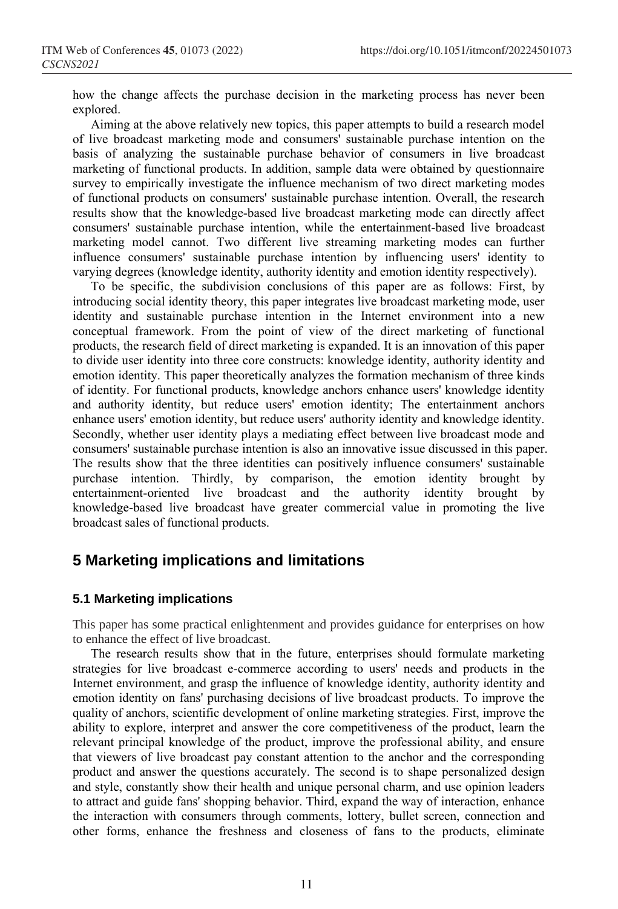how the change affects the purchase decision in the marketing process has never been explored.

Aiming at the above relatively new topics, this paper attempts to build a research model of live broadcast marketing mode and consumers' sustainable purchase intention on the basis of analyzing the sustainable purchase behavior of consumers in live broadcast marketing of functional products. In addition, sample data were obtained by questionnaire survey to empirically investigate the influence mechanism of two direct marketing modes of functional products on consumers' sustainable purchase intention. Overall, the research results show that the knowledge-based live broadcast marketing mode can directly affect consumers' sustainable purchase intention, while the entertainment-based live broadcast marketing model cannot. Two different live streaming marketing modes can further influence consumers' sustainable purchase intention by influencing users' identity to varying degrees (knowledge identity, authority identity and emotion identity respectively).

To be specific, the subdivision conclusions of this paper are as follows: First, by introducing social identity theory, this paper integrates live broadcast marketing mode, user identity and sustainable purchase intention in the Internet environment into a new conceptual framework. From the point of view of the direct marketing of functional products, the research field of direct marketing is expanded. It is an innovation of this paper to divide user identity into three core constructs: knowledge identity, authority identity and emotion identity. This paper theoretically analyzes the formation mechanism of three kinds of identity. For functional products, knowledge anchors enhance users' knowledge identity and authority identity, but reduce users' emotion identity; The entertainment anchors enhance users' emotion identity, but reduce users' authority identity and knowledge identity. Secondly, whether user identity plays a mediating effect between live broadcast mode and consumers' sustainable purchase intention is also an innovative issue discussed in this paper. The results show that the three identities can positively influence consumers' sustainable purchase intention. Thirdly, by comparison, the emotion identity brought by entertainment-oriented live broadcast and the authority identity brought by knowledge-based live broadcast have greater commercial value in promoting the live broadcast sales of functional products.

## 5 Marketing implications and limitations

### 5.1 Marketing implications

This paper has some practical enlightenment and provides guidance for enterprises on how to enhance the effect of live broadcast.

The research results show that in the future, enterprises should formulate marketing strategies for live broadcast e-commerce according to users' needs and products in the Internet environment, and grasp the influence of knowledge identity, authority identity and emotion identity on fans' purchasing decisions of live broadcast products. To improve the quality of anchors, scientific development of online marketing strategies. First, improve the ability to explore, interpret and answer the core competitiveness of the product, learn the relevant principal knowledge of the product, improve the professional ability, and ensure that viewers of live broadcast pay constant attention to the anchor and the corresponding product and answer the questions accurately. The second is to shape personalized design and style, constantly show their health and unique personal charm, and use opinion leaders to attract and guide fans' shopping behavior. Third, expand the way of interaction, enhance the interaction with consumers through comments, lottery, bullet screen, connection and other forms, enhance the freshness and closeness of fans to the products, eliminate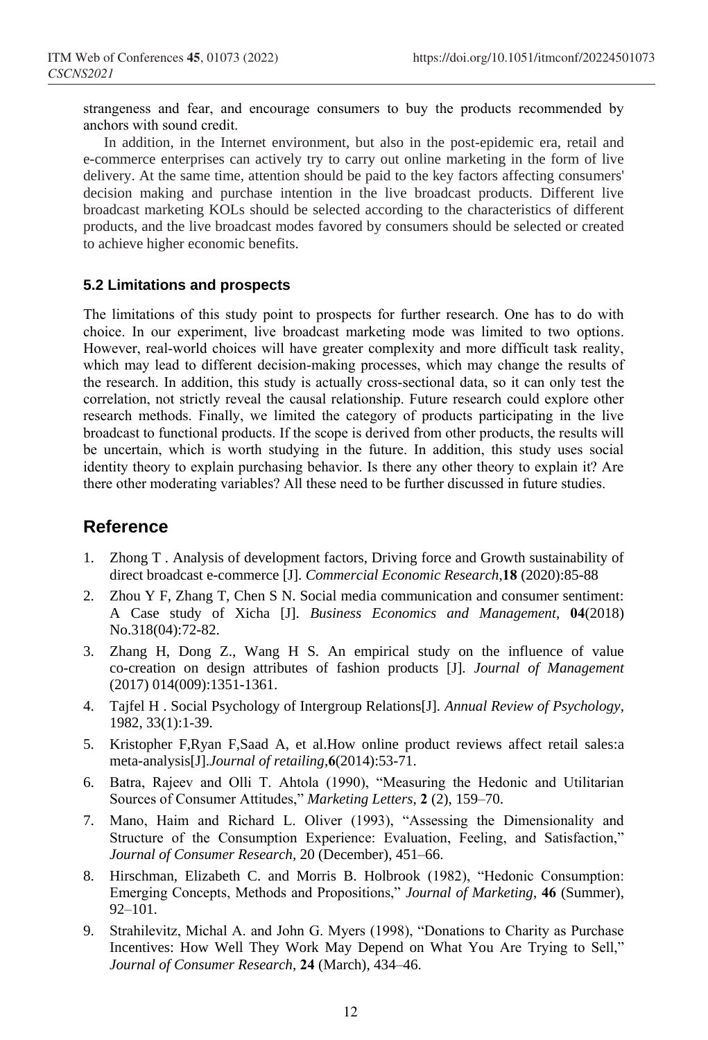strangeness and fear, and encourage consumers to buy the products recommended by anchors with sound credit.

In addition, in the Internet environment, but also in the post-epidemic era, retail and e-commerce enterprises can actively try to carry out online marketing in the form of live delivery. At the same time, attention should be paid to the key factors affecting consumers' decision making and purchase intention in the live broadcast products. Different live broadcast marketing KOLs should be selected according to the characteristics of different products, and the live broadcast modes favored by consumers should be selected or created to achieve higher economic benefits.

### 5.2 Limitations and prospects

The limitations of this study point to prospects for further research. One has to do with choice. In our experiment, live broadcast marketing mode was limited to two options. However, real-world choices will have greater complexity and more difficult task reality, which may lead to different decision-making processes, which may change the results of the research. In addition, this study is actually cross-sectional data, so it can only test the correlation, not strictly reveal the causal relationship. Future research could explore other research methods. Finally, we limited the category of products participating in the live broadcast to functional products. If the scope is derived from other products, the results will be uncertain, which is worth studying in the future. In addition, this study uses social identity theory to explain purchasing behavior. Is there any other theory to explain it? Are there other moderating variables? All these need to be further discussed in future studies.

## Reference

1. Zhong T . Analysis of development factors, Driving force and Growth sustainability of direct broadcast e-commerce [J]. *Commercial Economic Research*,**18** (2020):85-88
2. Zhou Y F, Zhang T, Chen S N. Social media communication and consumer sentiment: A Case study of Xicha [J]. *Business Economics and Management*, **04**(2018) No.318(04):72-82.
3. Zhang H, Dong Z., Wang H S. An empirical study on the influence of value co-creation on design attributes of fashion products [J]. *Journal of Management* (2017) 014(009):1351-1361.
4. Tajfel H . Social Psychology of Intergroup Relations[J]. *Annual Review of Psychology*, 1982, 33(1):1-39.
5. Kristopher F,Ryan F,Saad A, et al.How online product reviews affect retail sales:a meta-analysis[J].*Journal of retailing*,**6**(2014):53-71.
6. Batra, Rajeev and Olli T. Ahtola (1990), "Measuring the Hedonic and Utilitarian Sources of Consumer Attitudes," *Marketing Letters*, **2** (2), 159–70.
7. Mano, Haim and Richard L. Oliver (1993), "Assessing the Dimensionality and Structure of the Consumption Experience: Evaluation, Feeling, and Satisfaction," *Journal of Consumer Research*, 20 (December), 451–66.
8. Hirschman, Elizabeth C. and Morris B. Holbrook (1982), "Hedonic Consumption: Emerging Concepts, Methods and Propositions," *Journal of Marketing*, **46** (Summer), 92–101.
9. Strahilevitz, Michal A. and John G. Myers (1998), "Donations to Charity as Purchase Incentives: How Well They Work May Depend on What You Are Trying to Sell," *Journal of Consumer Research*, **24** (March), 434–46.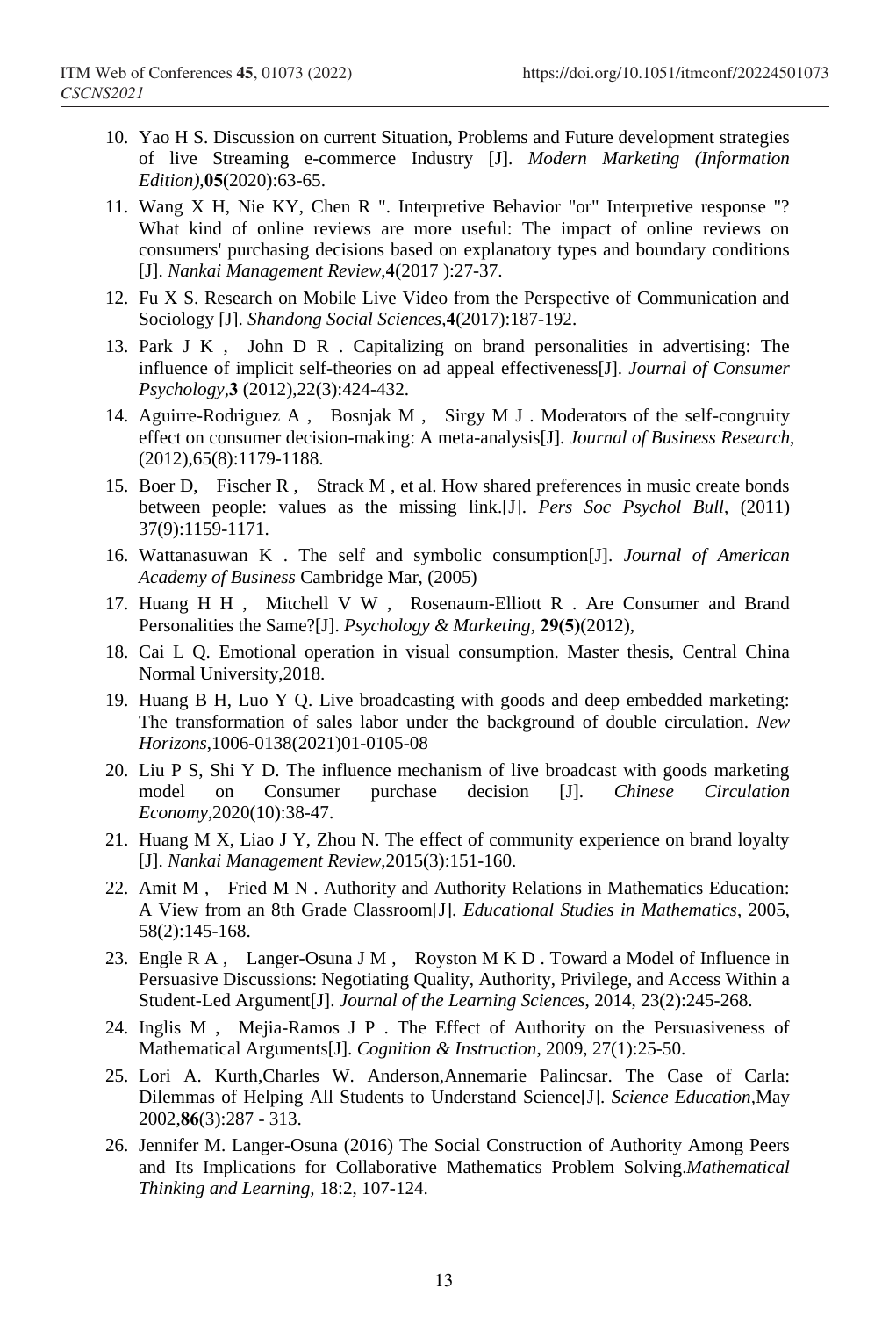10. Yao H S. Discussion on current Situation, Problems and Future development strategies of live Streaming e-commerce Industry [J]. *Modern Marketing (Information Edition)*,**05**(2020):63-65.
11. Wang X H, Nie KY, Chen R ". Interpretive Behavior "or" Interpretive response "? What kind of online reviews are more useful: The impact of online reviews on consumers' purchasing decisions based on explanatory types and boundary conditions [J]. *Nankai Management Review*,**4**(2017 ):27-37.
12. Fu X S. Research on Mobile Live Video from the Perspective of Communication and Sociology [J]. *Shandong Social Sciences*,**4**(2017):187-192.
13. Park J K , John D R . Capitalizing on brand personalities in advertising: The influence of implicit self-theories on ad appeal effectiveness[J]. *Journal of Consumer Psychology*,**3** (2012),22(3):424-432.
14. Aguirre-Rodriguez A , Bosnjak M , Sirgy M J . Moderators of the self-congruity effect on consumer decision-making: A meta-analysis[J]. *Journal of Business Research*, (2012),65(8):1179-1188.
15. Boer D, Fischer R , Strack M , et al. How shared preferences in music create bonds between people: values as the missing link.[J]. *Pers Soc Psychol Bull*, (2011) 37(9):1159-1171.
16. Wattanasuwan K . The self and symbolic consumption[J]. *Journal of American Academy of Business* Cambridge Mar, (2005)
17. Huang H H , Mitchell V W , Rosenaum-Elliott R . Are Consumer and Brand Personalities the Same?[J]. *Psychology & Marketing*, **29(5)**(2012),
18. Cai L Q. Emotional operation in visual consumption. Master thesis, Central China Normal University,2018.
19. Huang B H, Luo Y Q. Live broadcasting with goods and deep embedded marketing: The transformation of sales labor under the background of double circulation. *New Horizons*,1006-0138(2021)01-0105-08
20. Liu P S, Shi Y D. The influence mechanism of live broadcast with goods marketing model on Consumer purchase decision [J]. *Chinese Circulation Economy*,2020(10):38-47.
21. Huang M X, Liao J Y, Zhou N. The effect of community experience on brand loyalty [J]. *Nankai Management Review*,2015(3):151-160.
22. Amit M , Fried M N . Authority and Authority Relations in Mathematics Education: A View from an 8th Grade Classroom[J]. *Educational Studies in Mathematics*, 2005, 58(2):145-168.
23. Engle R A , Langer-Osuna J M , Royston M K D . Toward a Model of Influence in Persuasive Discussions: Negotiating Quality, Authority, Privilege, and Access Within a Student-Led Argument[J]. *Journal of the Learning Sciences*, 2014, 23(2):245-268.
24. Inglis M , Mejia-Ramos J P . The Effect of Authority on the Persuasiveness of Mathematical Arguments[J]. *Cognition & Instruction*, 2009, 27(1):25-50.
25. Lori A. Kurth,Charles W. Anderson,Annemarie Palincsar. The Case of Carla: Dilemmas of Helping All Students to Understand Science[J]. *Science Education*,May 2002,**86**(3):287 - 313.
26. Jennifer M. Langer-Osuna (2016) The Social Construction of Authority Among Peers and Its Implications for Collaborative Mathematics Problem Solving.*Mathematical Thinking and Learning*, 18:2, 107-124.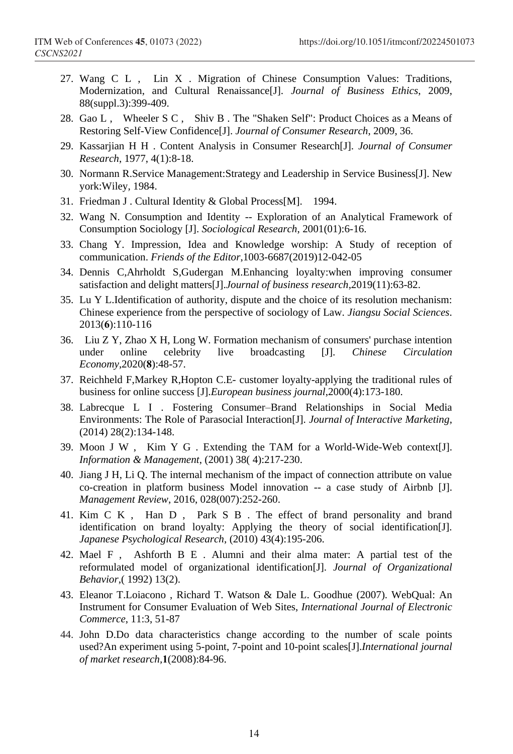27. Wang C L , Lin X . Migration of Chinese Consumption Values: Traditions, Modernization, and Cultural Renaissance[J]. *Journal of Business Ethics*, 2009, 88(suppl.3):399-409.
28. Gao L , Wheeler S C , Shiv B . The "Shaken Self": Product Choices as a Means of Restoring Self-View Confidence[J]. *Journal of Consumer Research*, 2009, 36.
29. Kassarjian H H . Content Analysis in Consumer Research[J]. *Journal of Consumer Research*, 1977, 4(1):8-18.
30. Normann R.Service Management:Strategy and Leadership in Service Business[J]. New york:Wiley, 1984.
31. Friedman J . Cultural Identity & Global Process[M]. 1994.
32. Wang N. Consumption and Identity -- Exploration of an Analytical Framework of Consumption Sociology [J]. *Sociological Research*, 2001(01):6-16.
33. Chang Y. Impression, Idea and Knowledge worship: A Study of reception of communication. *Friends of the Editor*,1003-6687(2019)12-042-05
34. Dennis C,Ahrholdt S,Gudergan M.Enhancing loyalty:when improving consumer satisfaction and delight matters[J].*Journal of business research*,2019(11):63-82.
35. Lu Y L.Identification of authority, dispute and the choice of its resolution mechanism: Chinese experience from the perspective of sociology of Law. *Jiangsu Social Sciences*. 2013(**6**):110-116
36. Liu Z Y, Zhao X H, Long W. Formation mechanism of consumers' purchase intention under online celebrity live broadcasting [J]. *Chinese Circulation Economy*,2020(**8**):48-57.
37. Reichheld F,Markey R,Hopton C.E- customer loyalty-applying the traditional rules of business for online success [J].*European business journal*,2000(4):173-180.
38. Labrecque L I . Fostering Consumer–Brand Relationships in Social Media Environments: The Role of Parasocial Interaction[J]. *Journal of Interactive Marketing*, (2014) 28(2):134-148.
39. Moon J W , Kim Y G . Extending the TAM for a World-Wide-Web context[J]. *Information & Management*, (2001) 38( 4):217-230.
40. Jiang J H, Li Q. The internal mechanism of the impact of connection attribute on value co-creation in platform business Model innovation -- a case study of Airbnb [J]. *Management Review*, 2016, 028(007):252-260.
41. Kim C K , Han D , Park S B . The effect of brand personality and brand identification on brand loyalty: Applying the theory of social identification[J]. *Japanese Psychological Research*, (2010) 43(4):195-206.
42. Mael F , Ashforth B E . Alumni and their alma mater: A partial test of the reformulated model of organizational identification[J]. *Journal of Organizational Behavior*,( 1992) 13(2).
43. Eleanor T.Loiacono , Richard T. Watson & Dale L. Goodhue (2007). WebQual: An Instrument for Consumer Evaluation of Web Sites, *International Journal of Electronic Commerce*, 11:3, 51-87
44. John D.Do data characteristics change according to the number of scale points used?An experiment using 5-point, 7-point and 10-point scales[J].*International journal of market research*,**1**(2008):84-96.